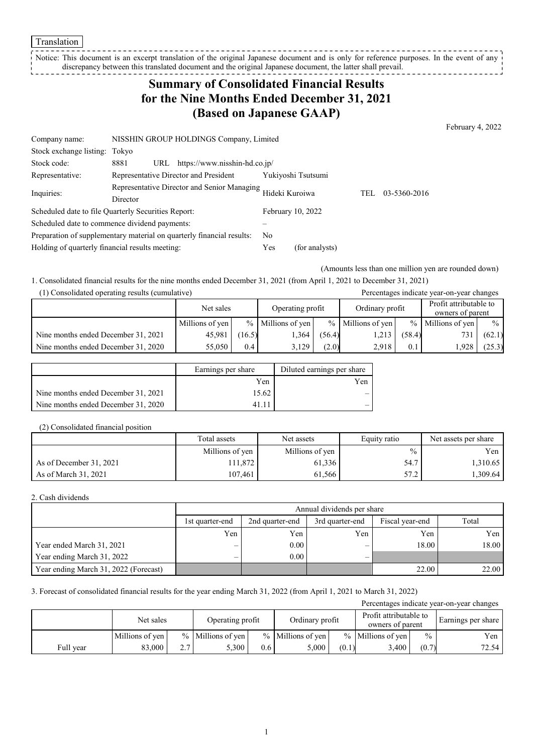Translation

Notice: This document is an excerpt translation of the original Japanese document and is only for reference purposes. In the event of any discrepancy between this translated document and the original Japanese document, the latter shall prevail.

# Summary of Consolidated Financial Results for the Nine Months Ended December 31, 2021 (Based on Japanese GAAP)

February 4, 2022

| | | | |
|---|---|---|---|
| Company name: | NISSHIN GROUP HOLDINGS Company, Limited | | |
| Stock exchange listing: | Tokyo | | |
| Stock code: | 8881 URL https://www.nisshin-hd.co.jp/ | | |
| Representative: | Representative Director and President | Yukiyoshi Tsutsumi | |
| Inquiries: | Representative Director and Senior Managing Director | Hideki Kuroiwa | TEL 03-5360-2016 |
| Scheduled date to file Quarterly Securities Report: | | February 10, 2022 | |
| Scheduled date to commence dividend payments: | | – | |
| Preparation of supplementary material on quarterly financial results: | | No | |
| Holding of quarterly financial results meeting: | | Yes (for analysts) | |

(Amounts less than one million yen are rounded down)

1. Consolidated financial results for the nine months ended December 31, 2021 (from April 1, 2021 to December 31, 2021)

(1) Consolidated operating results (cumulative)

Percentages indicate year-on-year changes

| | Net sales | | Operating profit | | Ordinary profit | | Profit attributable to owners of parent | |
|---|---|---|---|---|---|---|---|---|
| | Millions of yen | % | Millions of yen | % | Millions of yen | % | Millions of yen | % |
| Nine months ended December 31, 2021 | 45,981 | (16.5) | 1,364 | (56.4) | 1,213 | (58.4) | 731 | (62.1) |
| Nine months ended December 31, 2020 | 55,050 | 0.4 | 3,129 | (2.0) | 2,918 | 0.1 | 1,928 | (25.3) |

| | Earnings per share | Diluted earnings per share |
|---|---|---|
| | Yen | Yen |
| Nine months ended December 31, 2021 | 15.62 | – |
| Nine months ended December 31, 2020 | 41.11 | – |

(2) Consolidated financial position

| | Total assets | Net assets | Equity ratio | Net assets per share |
|---|---|---|---|---|
| | Millions of yen | Millions of yen | % | Yen |
| As of December 31, 2021 | 111,872 | 61,336 | 54.7 | 1,310.65 |
| As of March 31, 2021 | 107,461 | 61,566 | 57.2 | 1,309.64 |

2. Cash dividends

| | Annual dividends per share | | | | |
|---|---|---|---|---|---|
| | 1st quarter-end | 2nd quarter-end | 3rd quarter-end | Fiscal year-end | Total |
| | Yen | Yen | Yen | Yen | Yen |
| Year ended March 31, 2021 | – | 0.00 | – | 18.00 | 18.00 |
| Year ending March 31, 2022 | – | 0.00 | – | | |
| Year ending March 31, 2022 (Forecast) | | | | 22.00 | 22.00 |

3. Forecast of consolidated financial results for the year ending March 31, 2022 (from April 1, 2021 to March 31, 2022)

Percentages indicate year-on-year changes

| | Net sales | | Operating profit | | Ordinary profit | | Profit attributable to owners of parent | | Earnings per share |
|---|---|---|---|---|---|---|---|---|---|
| | Millions of yen | % | Millions of yen | % | Millions of yen | % | Millions of yen | % | Yen |
| Full year | 83,000 | 2.7 | 5,300 | 0.6 | 5,000 | (0.1) | 3,400 | (0.7) | 72.54 |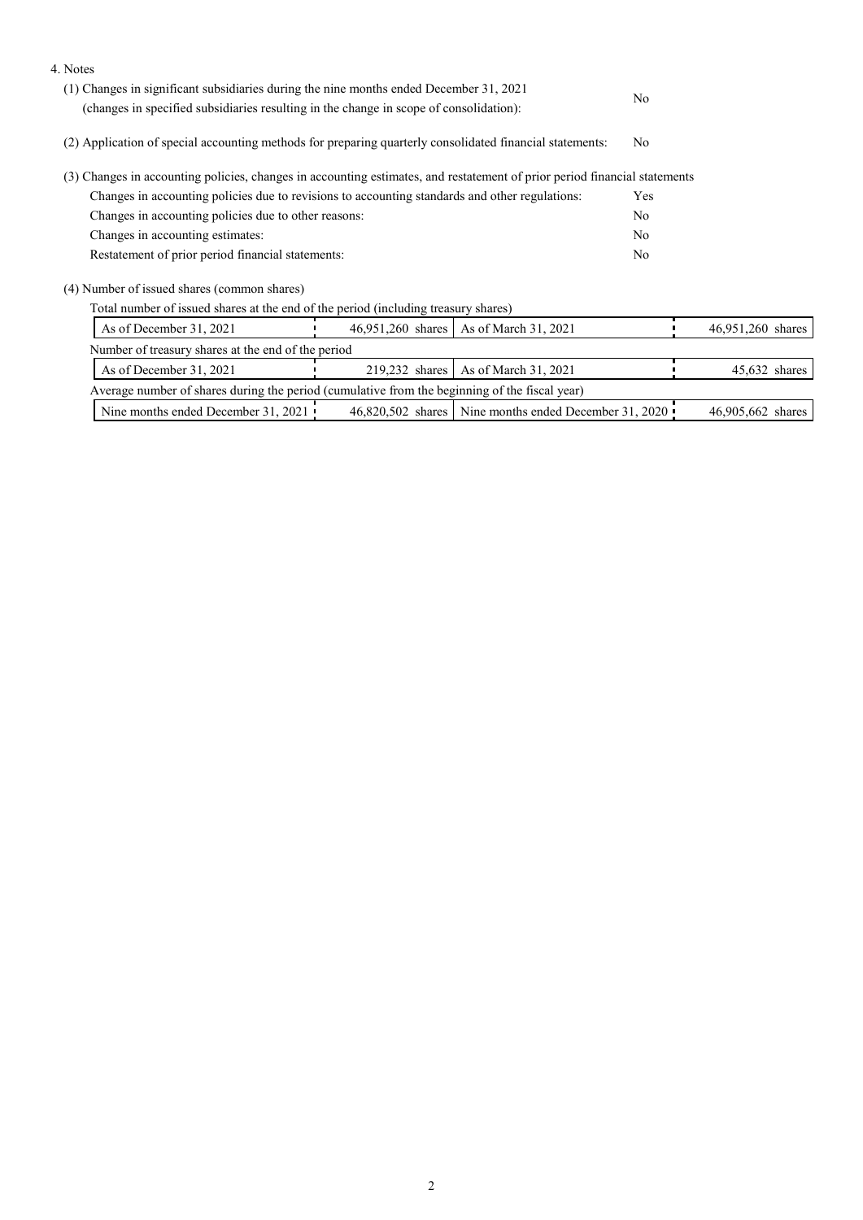4. Notes

(1) Changes in significant subsidiaries during the nine months ended December 31, 2021 (changes in specified subsidiaries resulting in the change in scope of consolidation): No

(2) Application of special accounting methods for preparing quarterly consolidated financial statements: No

(3) Changes in accounting policies, changes in accounting estimates, and restatement of prior period financial statements

| | |
|---|---|
| Changes in accounting policies due to revisions to accounting standards and other regulations: | Yes |
| Changes in accounting policies due to other reasons: | No |
| Changes in accounting estimates: | No |
| Restatement of prior period financial statements: | No |

(4) Number of issued shares (common shares)

Total number of issued shares at the end of the period (including treasury shares)

| | | | |
|---|---|---|---|
| As of December 31, 2021 | 46,951,260 shares | As of March 31, 2021 | 46,951,260 shares |

Number of treasury shares at the end of the period

| | | | |
|---|---|---|---|
| As of December 31, 2021 | 219,232 shares | As of March 31, 2021 | 45,632 shares |

Average number of shares during the period (cumulative from the beginning of the fiscal year)

| | | | |
|---|---|---|---|
| Nine months ended December 31, 2021 | 46,820,502 shares | Nine months ended December 31, 2020 | 46,905,662 shares |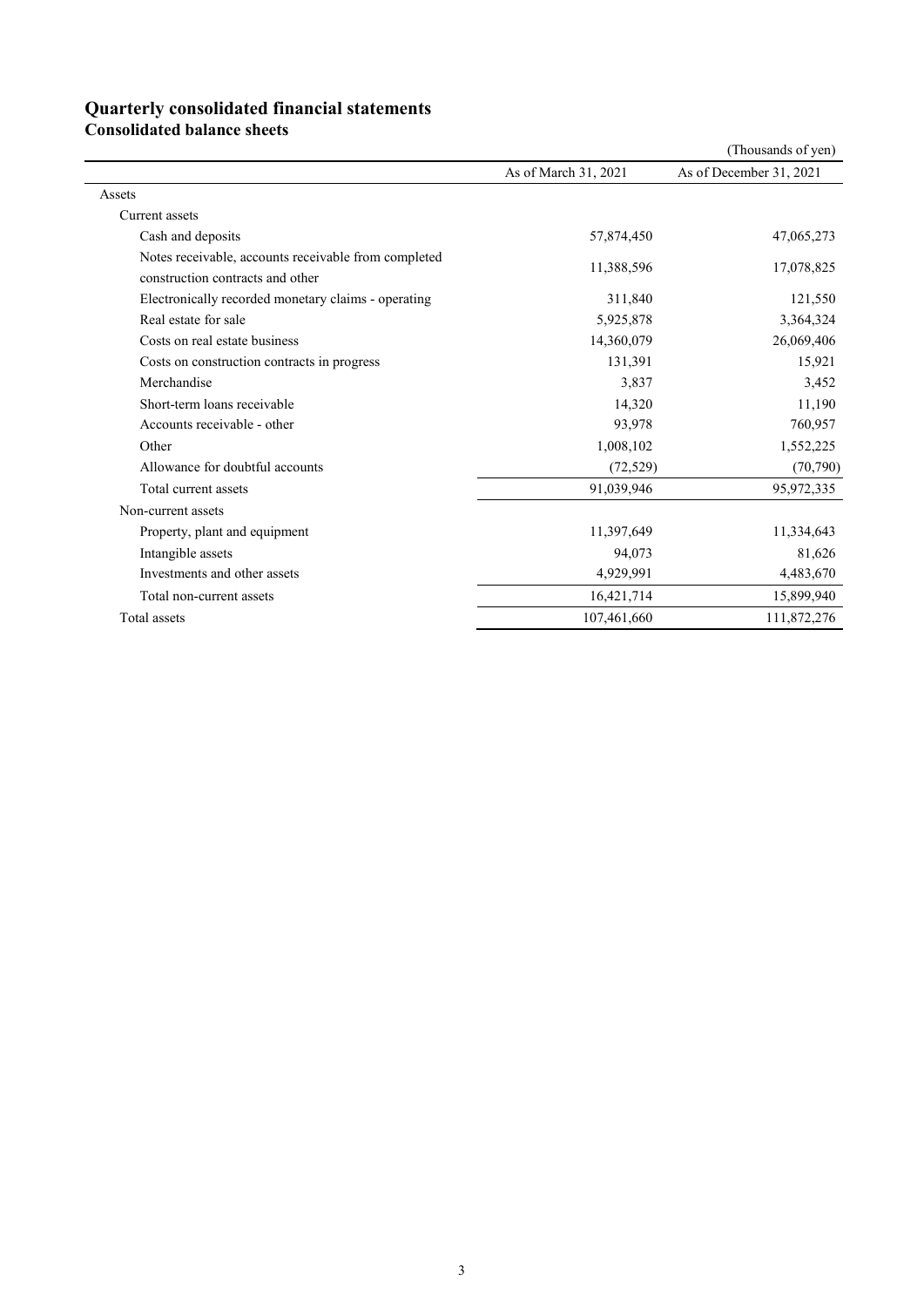# Quarterly consolidated financial statements

## Consolidated balance sheets

(Thousands of yen)

| | As of March 31, 2021 | As of December 31, 2021 |
|---|---|---|
| Assets | | |
| Current assets | | |
| Cash and deposits | 57,874,450 | 47,065,273 |
| Notes receivable, accounts receivable from completed construction contracts and other | 11,388,596 | 17,078,825 |
| Electronically recorded monetary claims - operating | 311,840 | 121,550 |
| Real estate for sale | 5,925,878 | 3,364,324 |
| Costs on real estate business | 14,360,079 | 26,069,406 |
| Costs on construction contracts in progress | 131,391 | 15,921 |
| Merchandise | 3,837 | 3,452 |
| Short-term loans receivable | 14,320 | 11,190 |
| Accounts receivable - other | 93,978 | 760,957 |
| Other | 1,008,102 | 1,552,225 |
| Allowance for doubtful accounts | (72,529) | (70,790) |
| Total current assets | 91,039,946 | 95,972,335 |
| Non-current assets | | |
| Property, plant and equipment | 11,397,649 | 11,334,643 |
| Intangible assets | 94,073 | 81,626 |
| Investments and other assets | 4,929,991 | 4,483,670 |
| Total non-current assets | 16,421,714 | 15,899,940 |
| Total assets | 107,461,660 | 111,872,276 |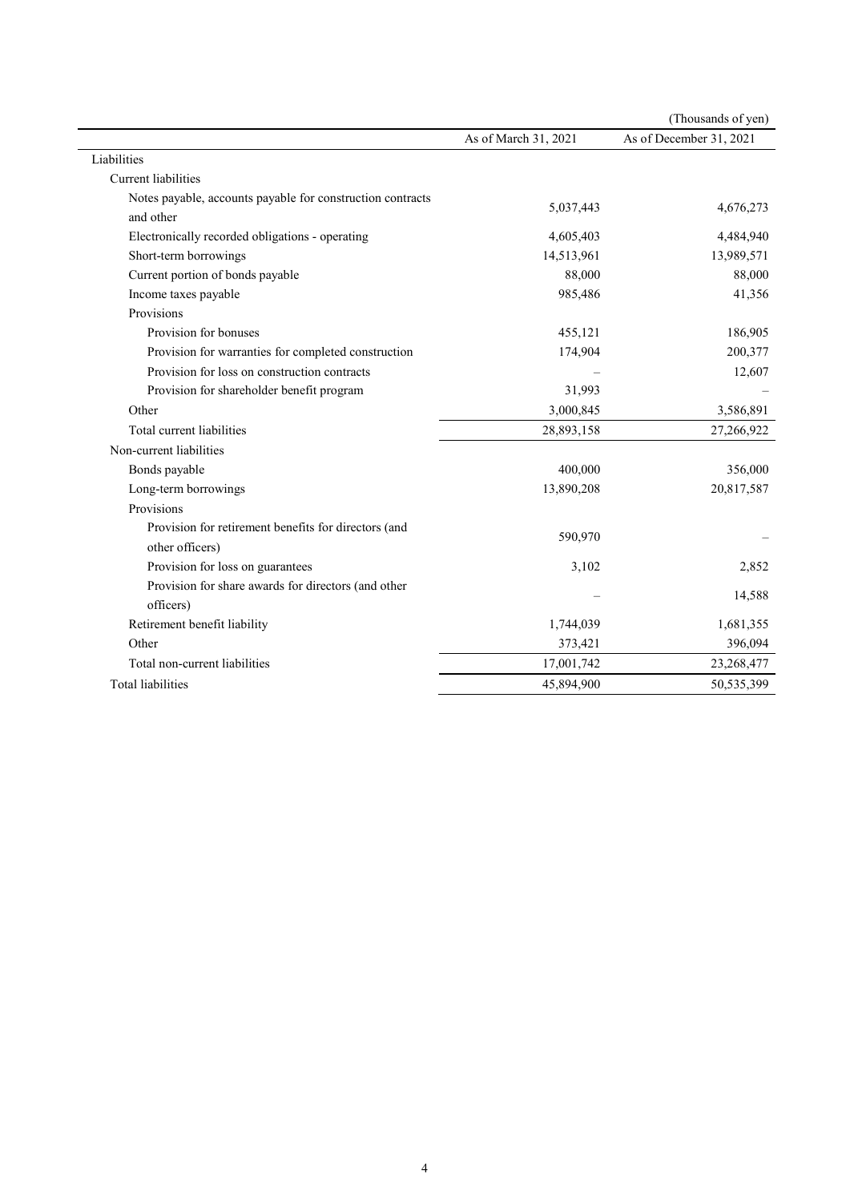(Thousands of yen)

| | As of March 31, 2021 | As of December 31, 2021 |
|---|---|---|
| Liabilities | | |
| Current liabilities | | |
| Notes payable, accounts payable for construction contracts and other | 5,037,443 | 4,676,273 |
| Electronically recorded obligations - operating | 4,605,403 | 4,484,940 |
| Short-term borrowings | 14,513,961 | 13,989,571 |
| Current portion of bonds payable | 88,000 | 88,000 |
| Income taxes payable | 985,486 | 41,356 |
| Provisions | | |
| Provision for bonuses | 455,121 | 186,905 |
| Provision for warranties for completed construction | 174,904 | 200,377 |
| Provision for loss on construction contracts | – | 12,607 |
| Provision for shareholder benefit program | 31,993 | – |
| Other | 3,000,845 | 3,586,891 |
| Total current liabilities | 28,893,158 | 27,266,922 |
| Non-current liabilities | | |
| Bonds payable | 400,000 | 356,000 |
| Long-term borrowings | 13,890,208 | 20,817,587 |
| Provisions | | |
| Provision for retirement benefits for directors (and other officers) | 590,970 | – |
| Provision for loss on guarantees | 3,102 | 2,852 |
| Provision for share awards for directors (and other officers) | – | 14,588 |
| Retirement benefit liability | 1,744,039 | 1,681,355 |
| Other | 373,421 | 396,094 |
| Total non-current liabilities | 17,001,742 | 23,268,477 |
| Total liabilities | 45,894,900 | 50,535,399 |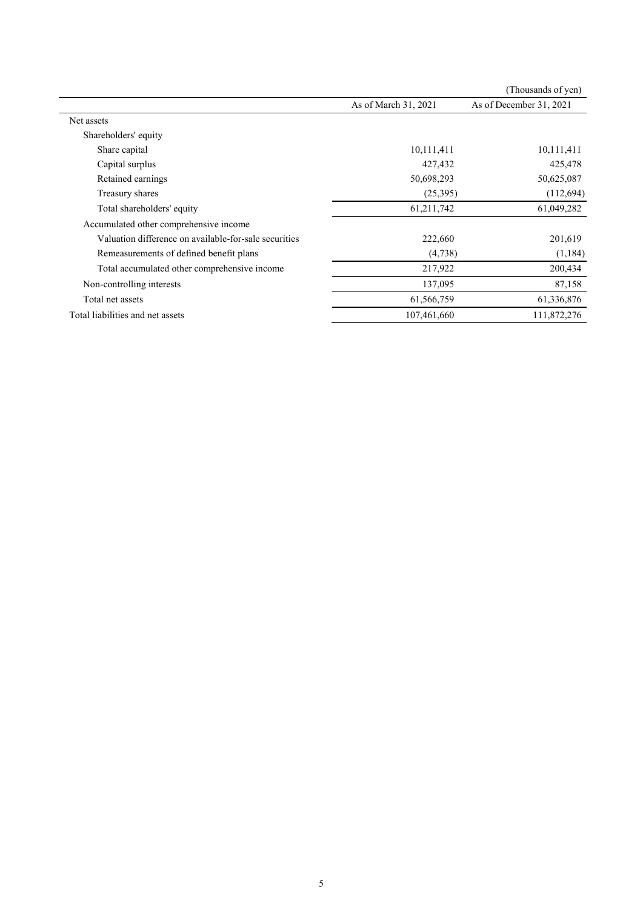(Thousands of yen)

| | As of March 31, 2021 | As of December 31, 2021 |
|---|---|---|
| Net assets | | |
| Shareholders' equity | | |
| Share capital | 10,111,411 | 10,111,411 |
| Capital surplus | 427,432 | 425,478 |
| Retained earnings | 50,698,293 | 50,625,087 |
| Treasury shares | (25,395) | (112,694) |
| Total shareholders' equity | 61,211,742 | 61,049,282 |
| Accumulated other comprehensive income | | |
| Valuation difference on available-for-sale securities | 222,660 | 201,619 |
| Remeasurements of defined benefit plans | (4,738) | (1,184) |
| Total accumulated other comprehensive income | 217,922 | 200,434 |
| Non-controlling interests | 137,095 | 87,158 |
| Total net assets | 61,566,759 | 61,336,876 |
| Total liabilities and net assets | 107,461,660 | 111,872,276 |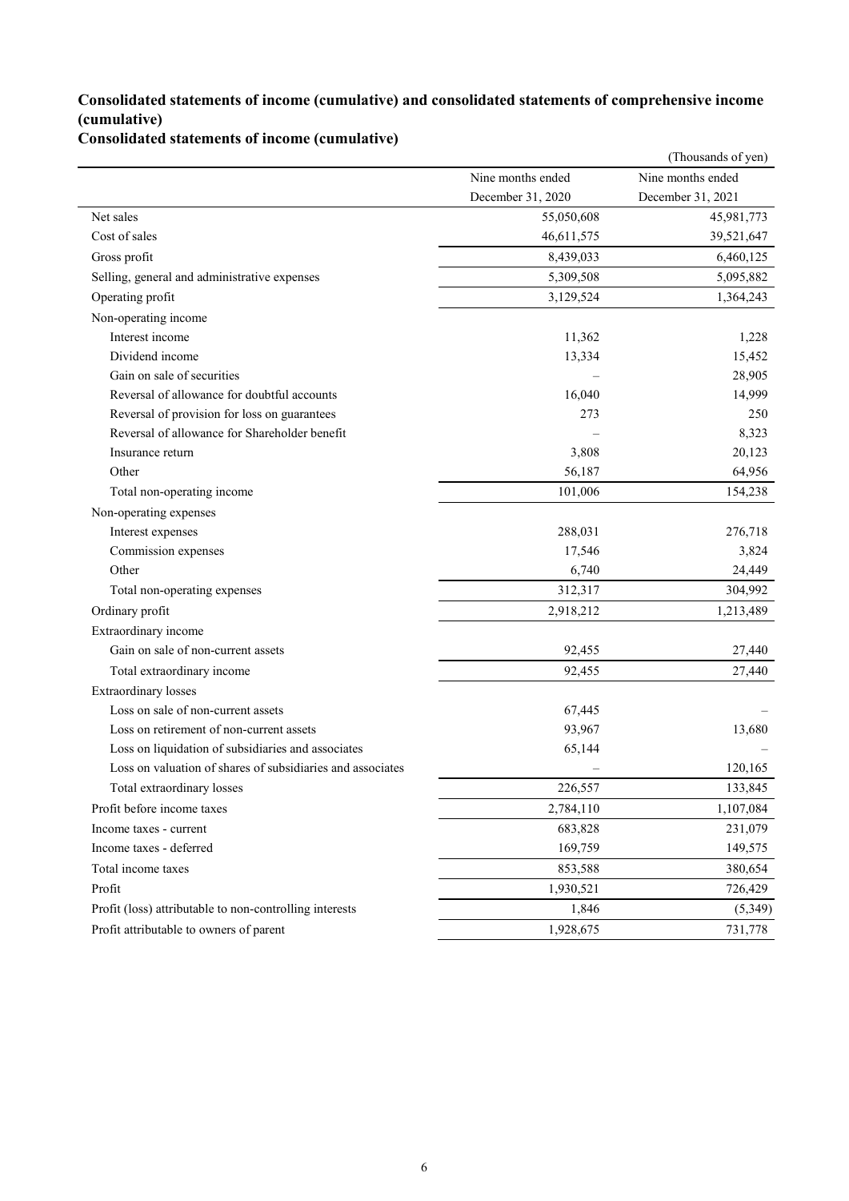## Consolidated statements of income (cumulative) and consolidated statements of comprehensive income (cumulative)

### Consolidated statements of income (cumulative)

(Thousands of yen)

| | Nine months ended December 31, 2020 | Nine months ended December 31, 2021 |
|---|---|---|
| Net sales | 55,050,608 | 45,981,773 |
| Cost of sales | 46,611,575 | 39,521,647 |
| Gross profit | 8,439,033 | 6,460,125 |
| Selling, general and administrative expenses | 5,309,508 | 5,095,882 |
| Operating profit | 3,129,524 | 1,364,243 |
| Non-operating income | | |
| Interest income | 11,362 | 1,228 |
| Dividend income | 13,334 | 15,452 |
| Gain on sale of securities | – | 28,905 |
| Reversal of allowance for doubtful accounts | 16,040 | 14,999 |
| Reversal of provision for loss on guarantees | 273 | 250 |
| Reversal of allowance for Shareholder benefit | – | 8,323 |
| Insurance return | 3,808 | 20,123 |
| Other | 56,187 | 64,956 |
| Total non-operating income | 101,006 | 154,238 |
| Non-operating expenses | | |
| Interest expenses | 288,031 | 276,718 |
| Commission expenses | 17,546 | 3,824 |
| Other | 6,740 | 24,449 |
| Total non-operating expenses | 312,317 | 304,992 |
| Ordinary profit | 2,918,212 | 1,213,489 |
| Extraordinary income | | |
| Gain on sale of non-current assets | 92,455 | 27,440 |
| Total extraordinary income | 92,455 | 27,440 |
| Extraordinary losses | | |
| Loss on sale of non-current assets | 67,445 | – |
| Loss on retirement of non-current assets | 93,967 | 13,680 |
| Loss on liquidation of subsidiaries and associates | 65,144 | – |
| Loss on valuation of shares of subsidiaries and associates | – | 120,165 |
| Total extraordinary losses | 226,557 | 133,845 |
| Profit before income taxes | 2,784,110 | 1,107,084 |
| Income taxes - current | 683,828 | 231,079 |
| Income taxes - deferred | 169,759 | 149,575 |
| Total income taxes | 853,588 | 380,654 |
| Profit | 1,930,521 | 726,429 |
| Profit (loss) attributable to non-controlling interests | 1,846 | (5,349) |
| Profit attributable to owners of parent | 1,928,675 | 731,778 |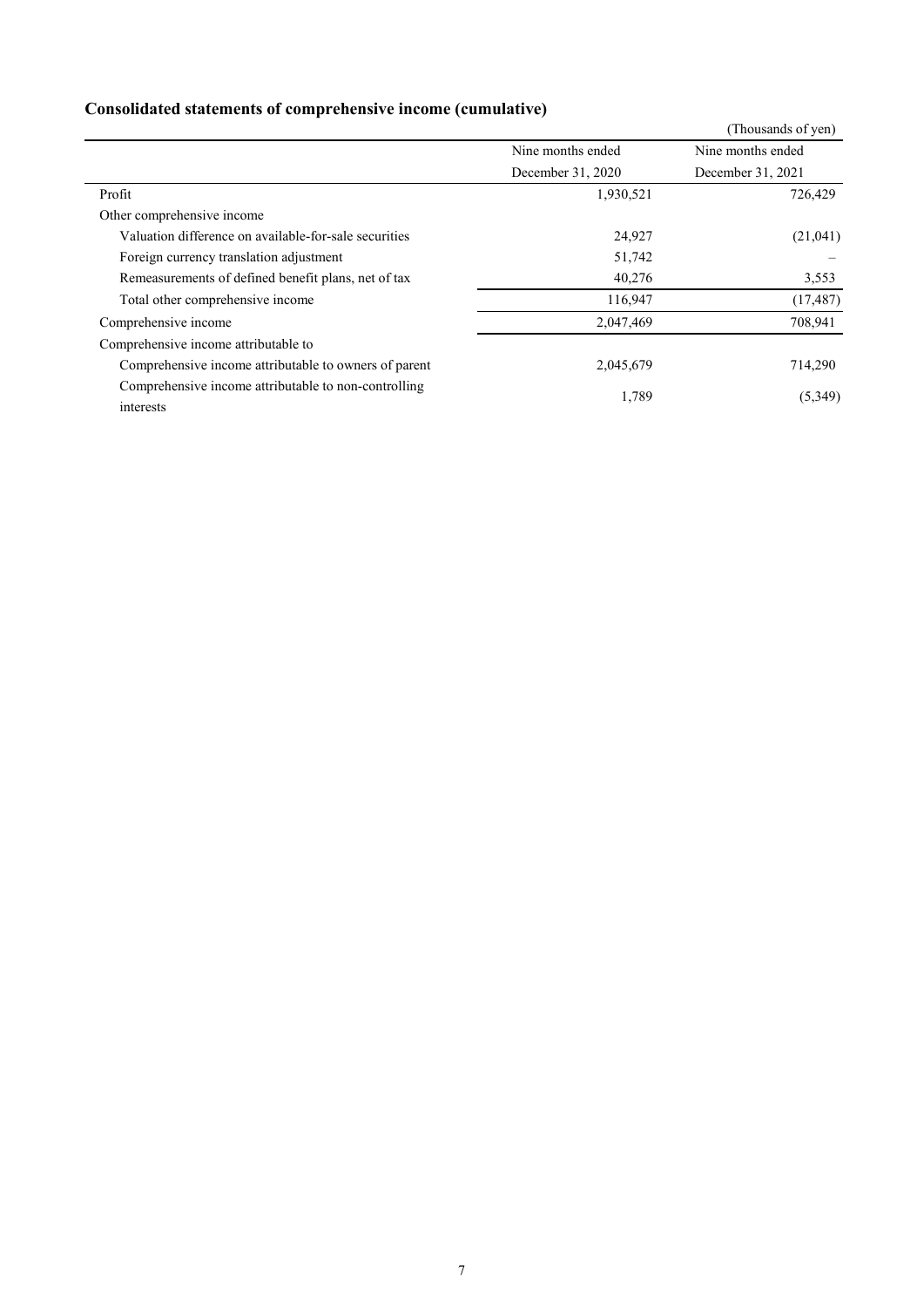## Consolidated statements of comprehensive income (cumulative)

(Thousands of yen)

| | Nine months ended December 31, 2020 | Nine months ended December 31, 2021 |
|---|---|---|
| Profit | 1,930,521 | 726,429 |
| Other comprehensive income | | |
| Valuation difference on available-for-sale securities | 24,927 | (21,041) |
| Foreign currency translation adjustment | 51,742 | – |
| Remeasurements of defined benefit plans, net of tax | 40,276 | 3,553 |
| Total other comprehensive income | 116,947 | (17,487) |
| Comprehensive income | 2,047,469 | 708,941 |
| Comprehensive income attributable to | | |
| Comprehensive income attributable to owners of parent | 2,045,679 | 714,290 |
| Comprehensive income attributable to non-controlling interests | 1,789 | (5,349) |